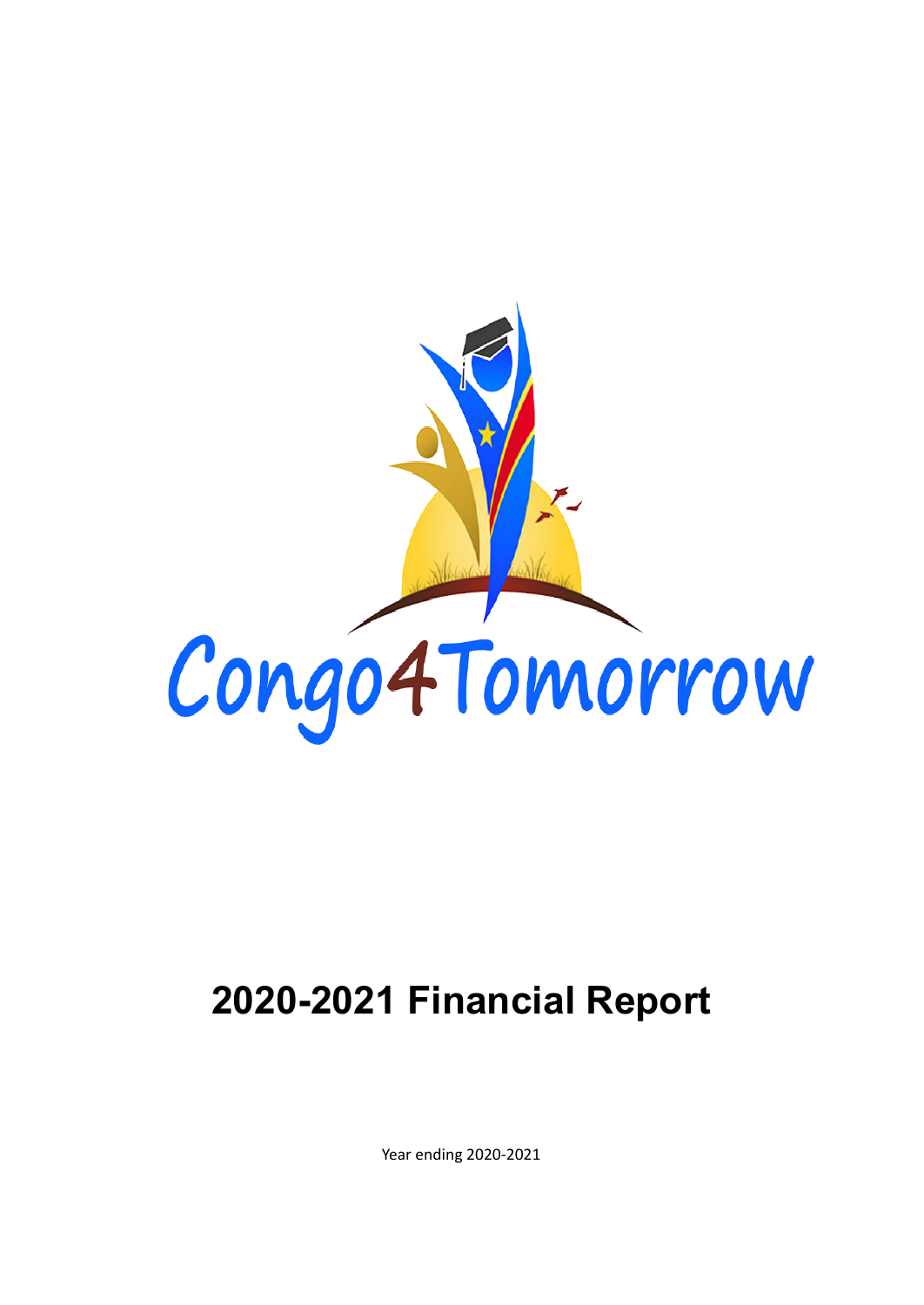Congo4Tomorrow

# 2020-2021 Financial Report

Year ending 2020-2021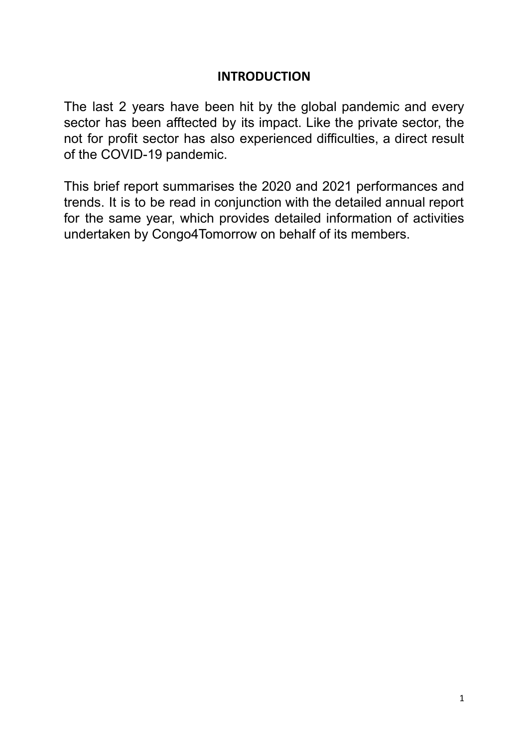## INTRODUCTION

The last 2 years have been hit by the global pandemic and every sector has been afftected by its impact. Like the private sector, the not for profit sector has also experienced difficulties, a direct result of the COVID-19 pandemic.

This brief report summarises the 2020 and 2021 performances and trends. It is to be read in conjunction with the detailed annual report for the same year, which provides detailed information of activities undertaken by Congo4Tomorrow on behalf of its members.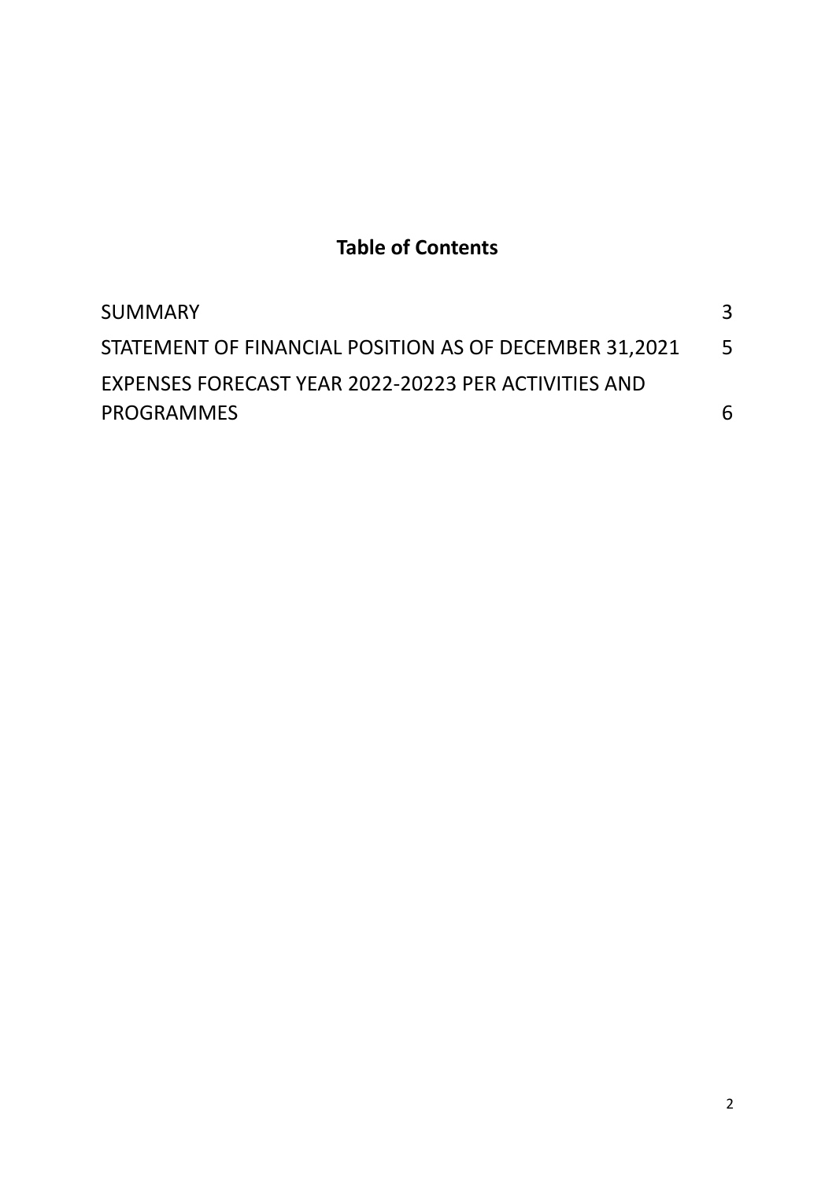# Table of Contents

| | |
|---|---|
| SUMMARY | 3 |
| STATEMENT OF FINANCIAL POSITION AS OF DECEMBER 31,2021 | 5 |
| EXPENSES FORECAST YEAR 2022-20223 PER ACTIVITIES AND PROGRAMMES | 6 |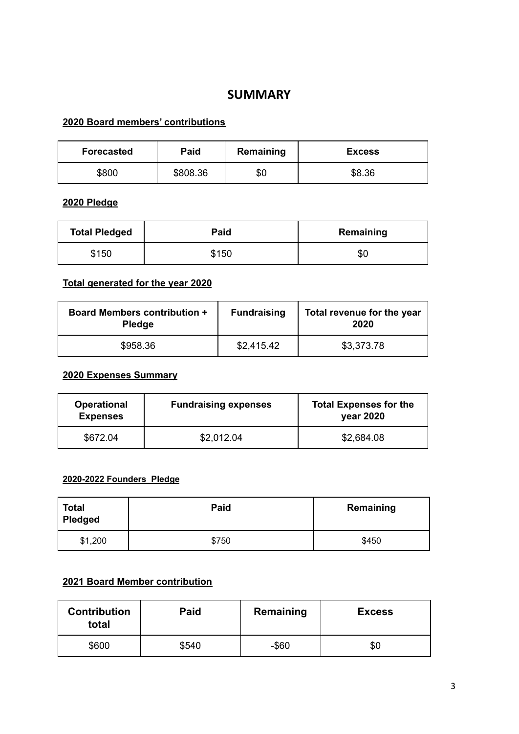# SUMMARY

**2020 Board members' contributions**

| Forecasted | Paid | Remaining | Excess |
|---|---|---|---|
| $800 | $808.36 | $0 | $8.36 |

**2020 Pledge**

| Total Pledged | Paid | Remaining |
|---|---|---|
| $150 | $150 | $0 |

**Total generated for the year 2020**

| Board Members contribution + Pledge | Fundraising | Total revenue for the year 2020 |
|---|---|---|
| $958.36 | $2,415.42 | $3,373.78 |

**2020 Expenses Summary**

| Operational Expenses | Fundraising expenses | Total Expenses for the year 2020 |
|---|---|---|
| $672.04 | $2,012.04 | $2,684.08 |

**2020-2022 Founders Pledge**

| Total Pledged | Paid | Remaining |
|---|---|---|
| $1,200 | $750 | $450 |

**2021 Board Member contribution**

| Contribution total | Paid | Remaining | Excess |
|---|---|---|---|
| $600 | $540 | -$60 | $0 |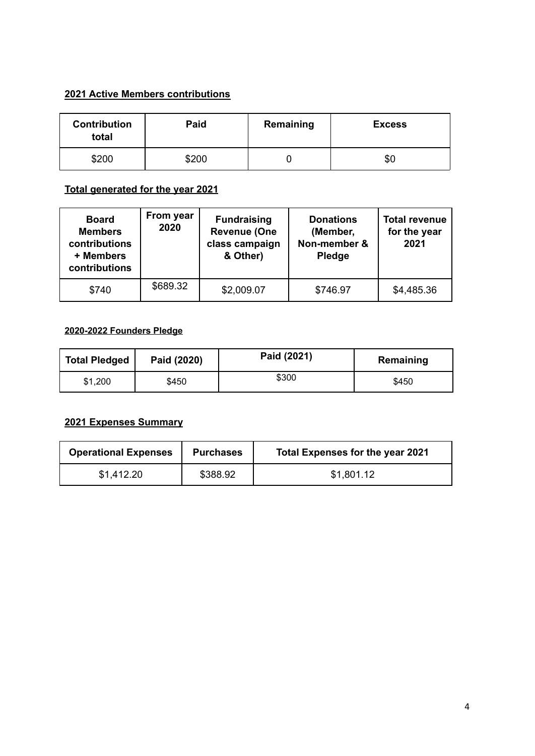**2021 Active Members contributions**

| Contribution total | Paid | Remaining | Excess |
|---|---|---|---|
| $200 | $200 | 0 | $0 |

**Total generated for the year 2021**

| Board Members contributions + Members contributions | From year 2020 | Fundraising Revenue (One class campaign & Other) | Donations (Member, Non-member & Pledge | Total revenue for the year 2021 |
|---|---|---|---|---|
| $740 | $689.32 | $2,009.07 | $746.97 | $4,485.36 |

**2020-2022 Founders Pledge**

| Total Pledged | Paid (2020) | Paid (2021) | Remaining |
|---|---|---|---|
| $1,200 | $450 | $300 | $450 |

**2021 Expenses Summary**

| Operational Expenses | Purchases | Total Expenses for the year 2021 |
|---|---|---|
| $1,412.20 | $388.92 | $1,801.12 |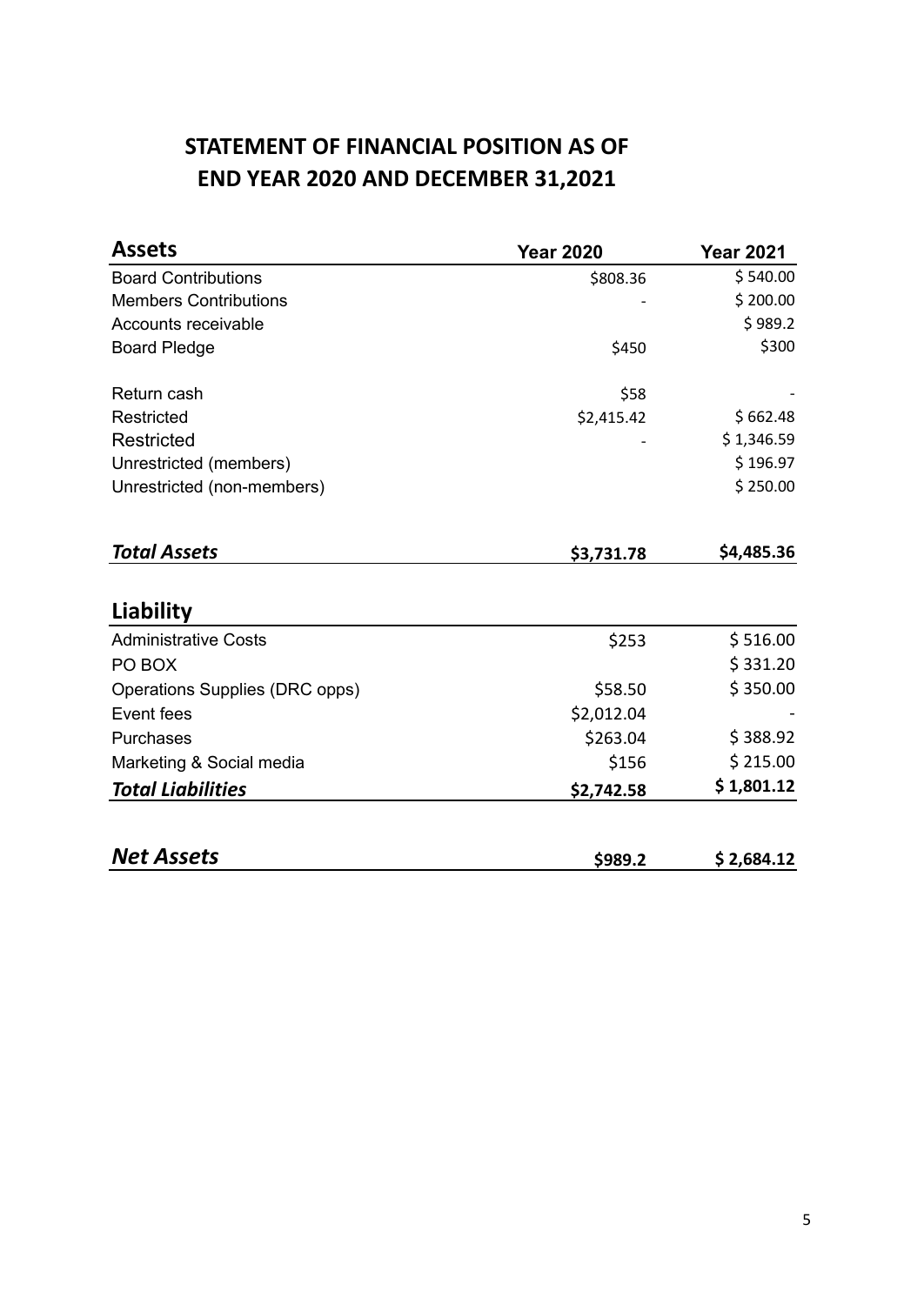# STATEMENT OF FINANCIAL POSITION AS OF END YEAR 2020 AND DECEMBER 31,2021

| **Assets** | **Year 2020** | **Year 2021** |
|---|---|---|
| Board Contributions | $808.36 | $ 540.00 |
| Members Contributions | - | $ 200.00 |
| Accounts receivable | | $ 989.2 |
| Board Pledge | $450 | $300 |
| Return cash | $58 | - |
| Restricted | $2,415.42 | $ 662.48 |
| Restricted | - | $ 1,346.59 |
| Unrestricted (members) | | $ 196.97 |
| Unrestricted (non-members) | | $ 250.00 |
| ***Total Assets*** | **$3,731.78** | **$4,485.36** |

| **Liability** | | |
|---|---|---|
| Administrative Costs | $253 | $ 516.00 |
| PO BOX | | $ 331.20 |
| Operations Supplies (DRC opps) | $58.50 | $ 350.00 |
| Event fees | $2,012.04 | - |
| Purchases | $263.04 | $ 388.92 |
| Marketing & Social media | $156 | $ 215.00 |
| ***Total Liabilities*** | **$2,742.58** | **$ 1,801.12** |

| | | |
|---|---|---|
| ***Net Assets*** | **$989.2** | **$ 2,684.12** |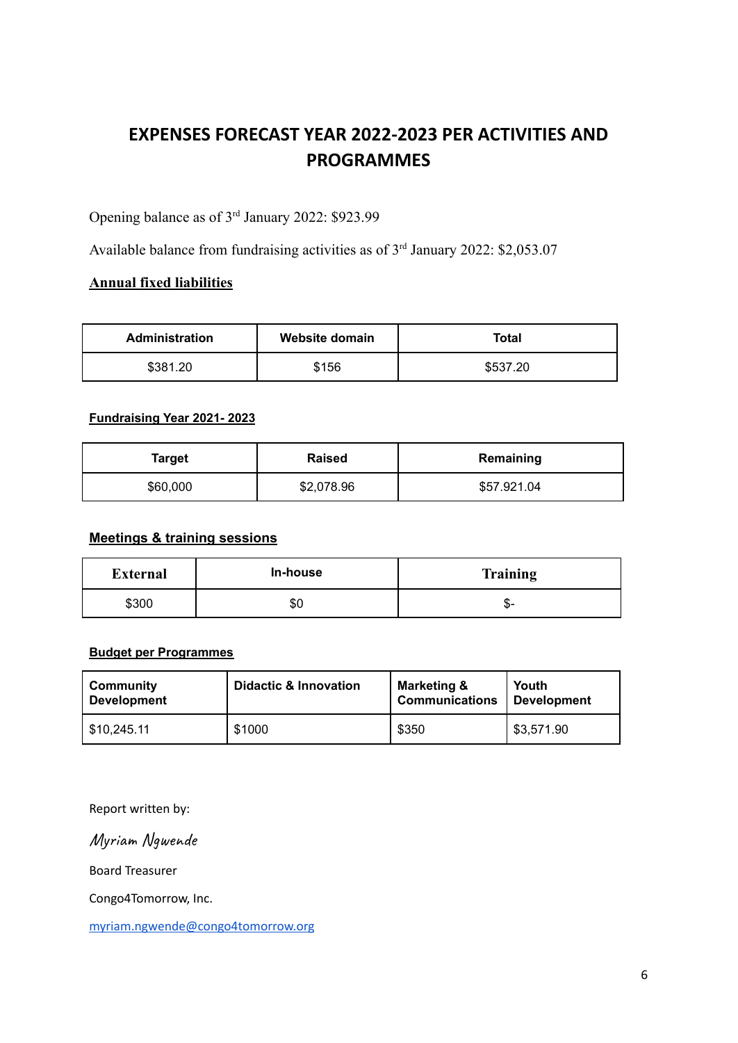# EXPENSES FORECAST YEAR 2022-2023 PER ACTIVITIES AND PROGRAMMES

Opening balance as of 3rd January 2022: $923.99

Available balance from fundraising activities as of 3rd January 2022: $2,053.07

**Annual fixed liabilities**

| Administration | Website domain | Total |
|---|---|---|
| $381.20 | $156 | $537.20 |

**Fundraising Year 2021- 2023**

| Target | Raised | Remaining |
|---|---|---|
| $60,000 | $2,078.96 | $57.921.04 |

**Meetings & training sessions**

| External | In-house | Training |
|---|---|---|
| $300 | $0 | $- |

**Budget per Programmes**

| Community Development | Didactic & Innovation | Marketing & Communications | Youth Development |
|---|---|---|---|
| $10,245.11 | $1000 | $350 | $3,571.90 |

Report written by:

*Myriam Ngwende*

Board Treasurer

Congo4Tomorrow, Inc.

myriam.ngwende@congo4tomorrow.org